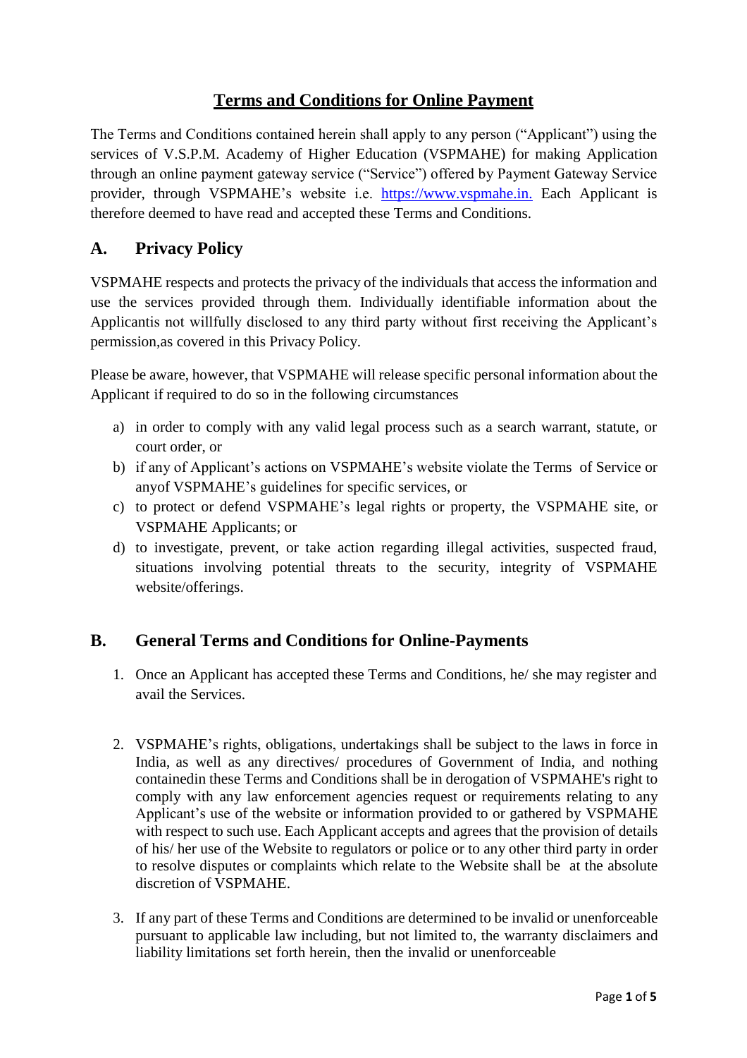# Terms and Conditions for Online Payment

The Terms and Conditions contained herein shall apply to any person ("Applicant") using the services of V.S.P.M. Academy of Higher Education (VSPMAHE) for making Application through an online payment gateway service ("Service") offered by Payment Gateway Service provider, through VSPMAHE's website i.e. [https://www.vspmahe.in.](https://www.vspmahe.in) Each Applicant is therefore deemed to have read and accepted these Terms and Conditions.

## A. Privacy Policy

VSPMAHE respects and protects the privacy of the individuals that access the information and use the services provided through them. Individually identifiable information about the Applicantis not willfully disclosed to any third party without first receiving the Applicant's permission,as covered in this Privacy Policy.

Please be aware, however, that VSPMAHE will release specific personal information about the Applicant if required to do so in the following circumstances

a) in order to comply with any valid legal process such as a search warrant, statute, or court order, or
b) if any of Applicant's actions on VSPMAHE's website violate the Terms of Service or anyof VSPMAHE's guidelines for specific services, or
c) to protect or defend VSPMAHE's legal rights or property, the VSPMAHE site, or VSPMAHE Applicants; or
d) to investigate, prevent, or take action regarding illegal activities, suspected fraud, situations involving potential threats to the security, integrity of VSPMAHE website/offerings.

## B. General Terms and Conditions for Online-Payments

1. Once an Applicant has accepted these Terms and Conditions, he/ she may register and avail the Services.

2. VSPMAHE's rights, obligations, undertakings shall be subject to the laws in force in India, as well as any directives/ procedures of Government of India, and nothing containedin these Terms and Conditions shall be in derogation of VSPMAHE's right to comply with any law enforcement agencies request or requirements relating to any Applicant's use of the website or information provided to or gathered by VSPMAHE with respect to such use. Each Applicant accepts and agrees that the provision of details of his/ her use of the Website to regulators or police or to any other third party in order to resolve disputes or complaints which relate to the Website shall be at the absolute discretion of VSPMAHE.

3. If any part of these Terms and Conditions are determined to be invalid or unenforceable pursuant to applicable law including, but not limited to, the warranty disclaimers and liability limitations set forth herein, then the invalid or unenforceable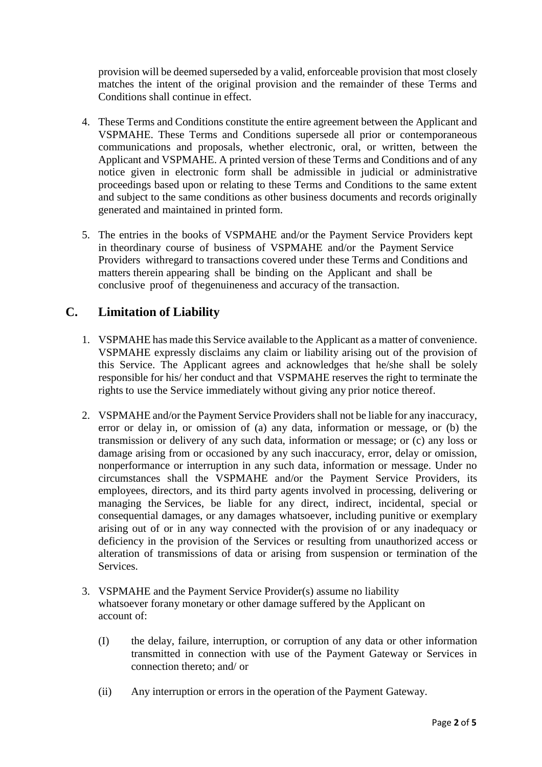provision will be deemed superseded by a valid, enforceable provision that most closely matches the intent of the original provision and the remainder of these Terms and Conditions shall continue in effect.

4. These Terms and Conditions constitute the entire agreement between the Applicant and VSPMAHE. These Terms and Conditions supersede all prior or contemporaneous communications and proposals, whether electronic, oral, or written, between the Applicant and VSPMAHE. A printed version of these Terms and Conditions and of any notice given in electronic form shall be admissible in judicial or administrative proceedings based upon or relating to these Terms and Conditions to the same extent and subject to the same conditions as other business documents and records originally generated and maintained in printed form.

5. The entries in the books of VSPMAHE and/or the Payment Service Providers kept in theordinary course of business of VSPMAHE and/or the Payment Service Providers withregard to transactions covered under these Terms and Conditions and matters therein appearing shall be binding on the Applicant and shall be conclusive proof of thegenuineness and accuracy of the transaction.

## C. Limitation of Liability

1. VSPMAHE has made this Service available to the Applicant as a matter of convenience. VSPMAHE expressly disclaims any claim or liability arising out of the provision of this Service. The Applicant agrees and acknowledges that he/she shall be solely responsible for his/ her conduct and that VSPMAHE reserves the right to terminate the rights to use the Service immediately without giving any prior notice thereof.

2. VSPMAHE and/or the Payment Service Providers shall not be liable for any inaccuracy, error or delay in, or omission of (a) any data, information or message, or (b) the transmission or delivery of any such data, information or message; or (c) any loss or damage arising from or occasioned by any such inaccuracy, error, delay or omission, nonperformance or interruption in any such data, information or message. Under no circumstances shall the VSPMAHE and/or the Payment Service Providers, its employees, directors, and its third party agents involved in processing, delivering or managing the Services, be liable for any direct, indirect, incidental, special or consequential damages, or any damages whatsoever, including punitive or exemplary arising out of or in any way connected with the provision of or any inadequacy or deficiency in the provision of the Services or resulting from unauthorized access or alteration of transmissions of data or arising from suspension or termination of the Services.

3. VSPMAHE and the Payment Service Provider(s) assume no liability whatsoever forany monetary or other damage suffered by the Applicant on account of:

   (I) the delay, failure, interruption, or corruption of any data or other information transmitted in connection with use of the Payment Gateway or Services in connection thereto; and/ or

   (ii) Any interruption or errors in the operation of the Payment Gateway.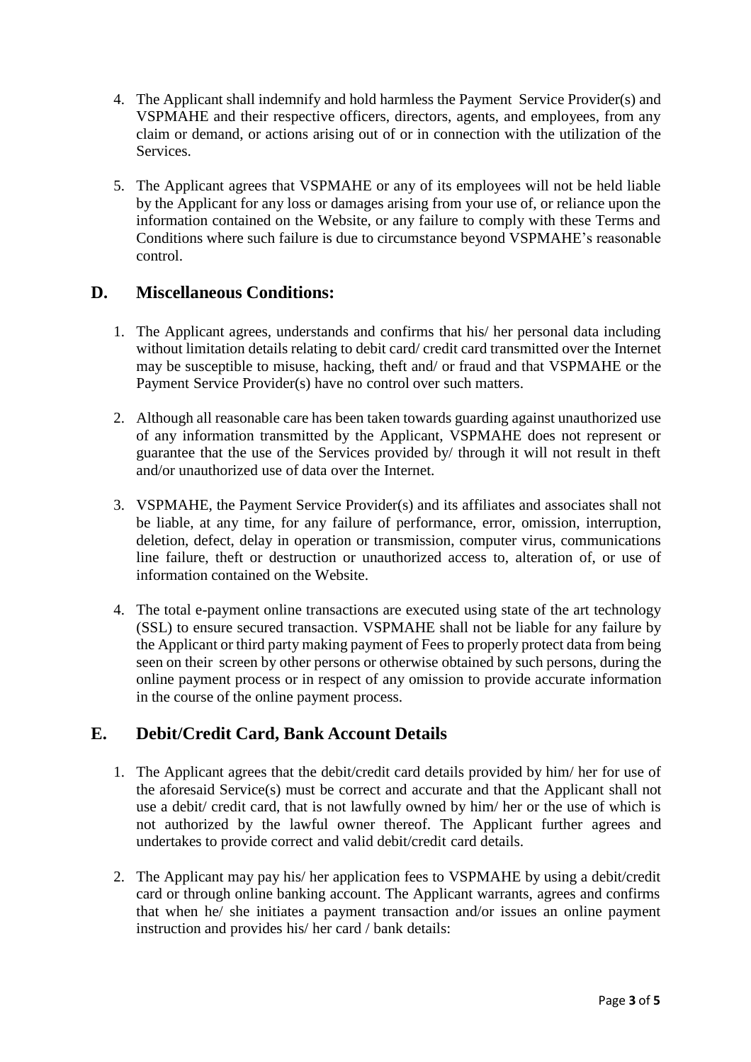4. The Applicant shall indemnify and hold harmless the Payment Service Provider(s) and VSPMAHE and their respective officers, directors, agents, and employees, from any claim or demand, or actions arising out of or in connection with the utilization of the Services.

5. The Applicant agrees that VSPMAHE or any of its employees will not be held liable by the Applicant for any loss or damages arising from your use of, or reliance upon the information contained on the Website, or any failure to comply with these Terms and Conditions where such failure is due to circumstance beyond VSPMAHE's reasonable control.

## D. Miscellaneous Conditions:

1. The Applicant agrees, understands and confirms that his/ her personal data including without limitation details relating to debit card/ credit card transmitted over the Internet may be susceptible to misuse, hacking, theft and/ or fraud and that VSPMAHE or the Payment Service Provider(s) have no control over such matters.

2. Although all reasonable care has been taken towards guarding against unauthorized use of any information transmitted by the Applicant, VSPMAHE does not represent or guarantee that the use of the Services provided by/ through it will not result in theft and/or unauthorized use of data over the Internet.

3. VSPMAHE, the Payment Service Provider(s) and its affiliates and associates shall not be liable, at any time, for any failure of performance, error, omission, interruption, deletion, defect, delay in operation or transmission, computer virus, communications line failure, theft or destruction or unauthorized access to, alteration of, or use of information contained on the Website.

4. The total e-payment online transactions are executed using state of the art technology (SSL) to ensure secured transaction. VSPMAHE shall not be liable for any failure by the Applicant or third party making payment of Fees to properly protect data from being seen on their screen by other persons or otherwise obtained by such persons, during the online payment process or in respect of any omission to provide accurate information in the course of the online payment process.

## E. Debit/Credit Card, Bank Account Details

1. The Applicant agrees that the debit/credit card details provided by him/ her for use of the aforesaid Service(s) must be correct and accurate and that the Applicant shall not use a debit/ credit card, that is not lawfully owned by him/ her or the use of which is not authorized by the lawful owner thereof. The Applicant further agrees and undertakes to provide correct and valid debit/credit card details.

2. The Applicant may pay his/ her application fees to VSPMAHE by using a debit/credit card or through online banking account. The Applicant warrants, agrees and confirms that when he/ she initiates a payment transaction and/or issues an online payment instruction and provides his/ her card / bank details: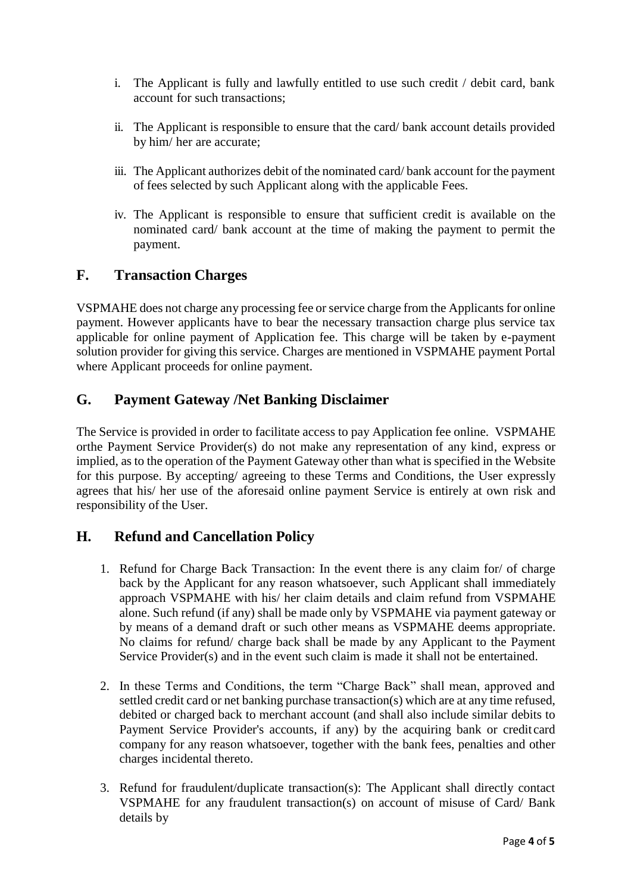i. The Applicant is fully and lawfully entitled to use such credit / debit card, bank account for such transactions;

ii. The Applicant is responsible to ensure that the card/ bank account details provided by him/ her are accurate;

iii. The Applicant authorizes debit of the nominated card/ bank account for the payment of fees selected by such Applicant along with the applicable Fees.

iv. The Applicant is responsible to ensure that sufficient credit is available on the nominated card/ bank account at the time of making the payment to permit the payment.

## F. Transaction Charges

VSPMAHE does not charge any processing fee or service charge from the Applicants for online payment. However applicants have to bear the necessary transaction charge plus service tax applicable for online payment of Application fee. This charge will be taken by e-payment solution provider for giving this service. Charges are mentioned in VSPMAHE payment Portal where Applicant proceeds for online payment.

## G. Payment Gateway /Net Banking Disclaimer

The Service is provided in order to facilitate access to pay Application fee online. VSPMAHE orthe Payment Service Provider(s) do not make any representation of any kind, express or implied, as to the operation of the Payment Gateway other than what is specified in the Website for this purpose. By accepting/ agreeing to these Terms and Conditions, the User expressly agrees that his/ her use of the aforesaid online payment Service is entirely at own risk and responsibility of the User.

## H. Refund and Cancellation Policy

1. Refund for Charge Back Transaction: In the event there is any claim for/ of charge back by the Applicant for any reason whatsoever, such Applicant shall immediately approach VSPMAHE with his/ her claim details and claim refund from VSPMAHE alone. Such refund (if any) shall be made only by VSPMAHE via payment gateway or by means of a demand draft or such other means as VSPMAHE deems appropriate. No claims for refund/ charge back shall be made by any Applicant to the Payment Service Provider(s) and in the event such claim is made it shall not be entertained.

2. In these Terms and Conditions, the term "Charge Back" shall mean, approved and settled credit card or net banking purchase transaction(s) which are at any time refused, debited or charged back to merchant account (and shall also include similar debits to Payment Service Provider's accounts, if any) by the acquiring bank or credit card company for any reason whatsoever, together with the bank fees, penalties and other charges incidental thereto.

3. Refund for fraudulent/duplicate transaction(s): The Applicant shall directly contact VSPMAHE for any fraudulent transaction(s) on account of misuse of Card/ Bank details by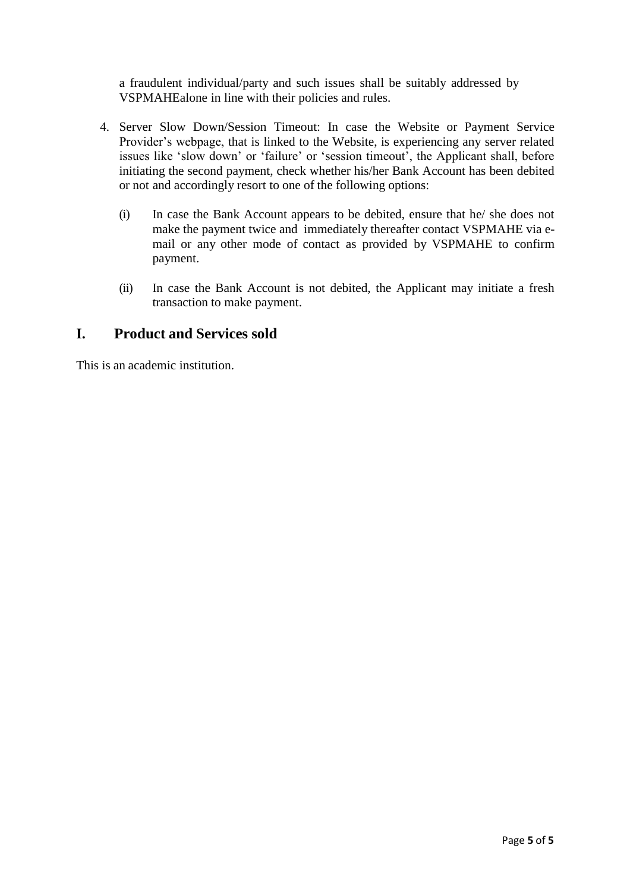a fraudulent individual/party and such issues shall be suitably addressed by VSPMAHEalone in line with their policies and rules.

4. Server Slow Down/Session Timeout: In case the Website or Payment Service Provider's webpage, that is linked to the Website, is experiencing any server related issues like 'slow down' or 'failure' or 'session timeout', the Applicant shall, before initiating the second payment, check whether his/her Bank Account has been debited or not and accordingly resort to one of the following options:

   (i) In case the Bank Account appears to be debited, ensure that he/ she does not make the payment twice and immediately thereafter contact VSPMAHE via e-mail or any other mode of contact as provided by VSPMAHE to confirm payment.

   (ii) In case the Bank Account is not debited, the Applicant may initiate a fresh transaction to make payment.

## I. Product and Services sold

This is an academic institution.